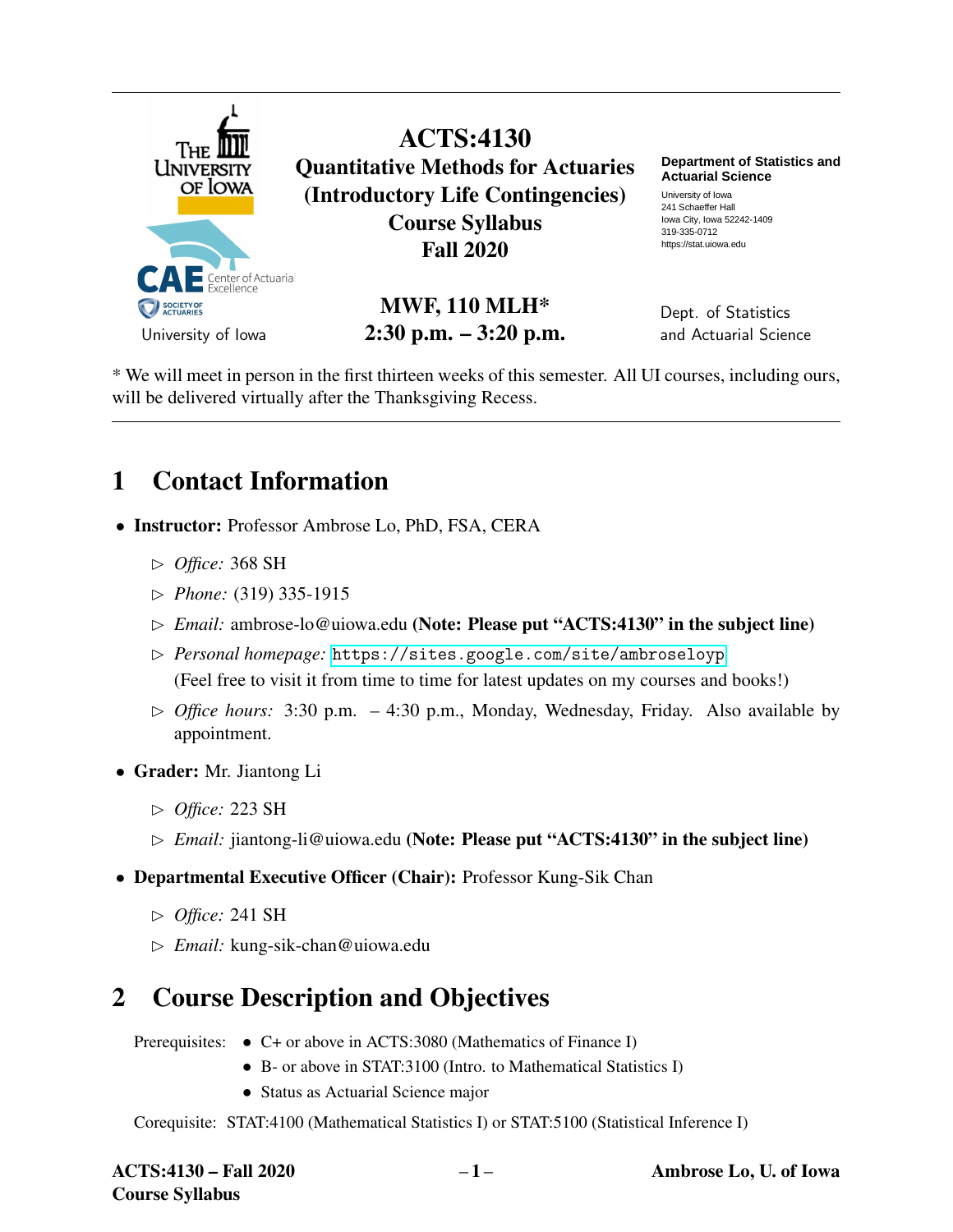# ACTS:4130
## Quantitative Methods for Actuaries (Introductory Life Contingencies)
## Course Syllabus
## Fall 2020

The University of Iowa

CAE Center of Actuarial Excellence
Society of Actuaries
University of Iowa

**MWF, 110 MLH***
**2:30 p.m. – 3:20 p.m.**

**Department of Statistics and Actuarial Science**
University of Iowa
241 Schaeffer Hall
Iowa City, Iowa 52242-1409
319-335-0712
https://stat.uiowa.edu

Dept. of Statistics and Actuarial Science

* We will meet in person in the first thirteen weeks of this semester. All UI courses, including ours, will be delivered virtually after the Thanksgiving Recess.

---

## 1 Contact Information

- **Instructor:** Professor Ambrose Lo, PhD, FSA, CERA
  - ▷ *Office:* 368 SH
  - ▷ *Phone:* (319) 335-1915
  - ▷ *Email:* ambrose-lo@uiowa.edu **(Note: Please put "ACTS:4130" in the subject line)**
  - ▷ *Personal homepage:* `https://sites.google.com/site/ambroseloyp`
    (Feel free to visit it from time to time for latest updates on my courses and books!)
  - ▷ *Office hours:* 3:30 p.m. – 4:30 p.m., Monday, Wednesday, Friday. Also available by appointment.
- **Grader:** Mr. Jiantong Li
  - ▷ *Office:* 223 SH
  - ▷ *Email:* jiantong-li@uiowa.edu **(Note: Please put "ACTS:4130" in the subject line)**
- **Departmental Executive Officer (Chair):** Professor Kung-Sik Chan
  - ▷ *Office:* 241 SH
  - ▷ *Email:* kung-sik-chan@uiowa.edu

## 2 Course Description and Objectives

Prerequisites:
- C+ or above in ACTS:3080 (Mathematics of Finance I)
- B- or above in STAT:3100 (Intro. to Mathematical Statistics I)
- Status as Actuarial Science major

Corequisite: STAT:4100 (Mathematical Statistics I) or STAT:5100 (Statistical Inference I)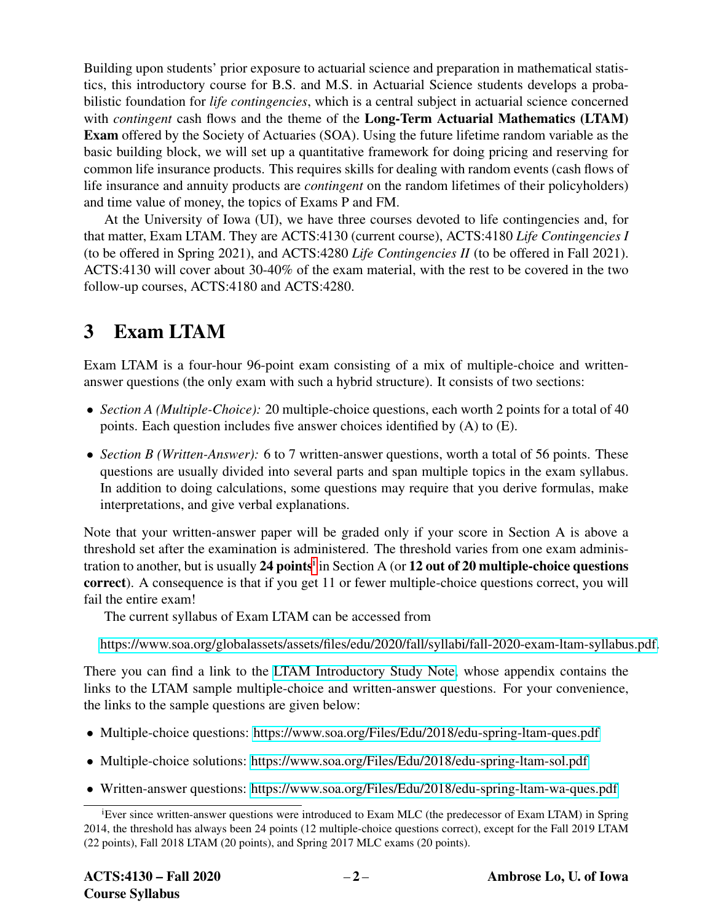Building upon students' prior exposure to actuarial science and preparation in mathematical statistics, this introductory course for B.S. and M.S. in Actuarial Science students develops a probabilistic foundation for *life contingencies*, which is a central subject in actuarial science concerned with *contingent* cash flows and the theme of the **Long-Term Actuarial Mathematics (LTAM) Exam** offered by the Society of Actuaries (SOA). Using the future lifetime random variable as the basic building block, we will set up a quantitative framework for doing pricing and reserving for common life insurance products. This requires skills for dealing with random events (cash flows of life insurance and annuity products are *contingent* on the random lifetimes of their policyholders) and time value of money, the topics of Exams P and FM.

At the University of Iowa (UI), we have three courses devoted to life contingencies and, for that matter, Exam LTAM. They are ACTS:4130 (current course), ACTS:4180 *Life Contingencies I* (to be offered in Spring 2021), and ACTS:4280 *Life Contingencies II* (to be offered in Fall 2021). ACTS:4130 will cover about 30-40% of the exam material, with the rest to be covered in the two follow-up courses, ACTS:4180 and ACTS:4280.

# 3 Exam LTAM

Exam LTAM is a four-hour 96-point exam consisting of a mix of multiple-choice and written-answer questions (the only exam with such a hybrid structure). It consists of two sections:

- *Section A (Multiple-Choice):* 20 multiple-choice questions, each worth 2 points for a total of 40 points. Each question includes five answer choices identified by (A) to (E).
- *Section B (Written-Answer):* 6 to 7 written-answer questions, worth a total of 56 points. These questions are usually divided into several parts and span multiple topics in the exam syllabus. In addition to doing calculations, some questions may require that you derive formulas, make interpretations, and give verbal explanations.

Note that your written-answer paper will be graded only if your score in Section A is above a threshold set after the examination is administered. The threshold varies from one exam administration to another, but is usually **24 points**[i] in Section A (or **12 out of 20 multiple-choice questions correct**). A consequence is that if you get 11 or fewer multiple-choice questions correct, you will fail the entire exam!

The current syllabus of Exam LTAM can be accessed from

https://www.soa.org/globalassets/assets/files/edu/2020/fall/syllabi/fall-2020-exam-ltam-syllabus.pdf.

There you can find a link to the LTAM Introductory Study Note, whose appendix contains the links to the LTAM sample multiple-choice and written-answer questions. For your convenience, the links to the sample questions are given below:

- Multiple-choice questions: https://www.soa.org/Files/Edu/2018/edu-spring-ltam-ques.pdf
- Multiple-choice solutions: https://www.soa.org/Files/Edu/2018/edu-spring-ltam-sol.pdf
- Written-answer questions: https://www.soa.org/Files/Edu/2018/edu-spring-ltam-wa-ques.pdf

[i] Ever since written-answer questions were introduced to Exam MLC (the predecessor of Exam LTAM) in Spring 2014, the threshold has always been 24 points (12 multiple-choice questions correct), except for the Fall 2019 LTAM (22 points), Fall 2018 LTAM (20 points), and Spring 2017 MLC exams (20 points).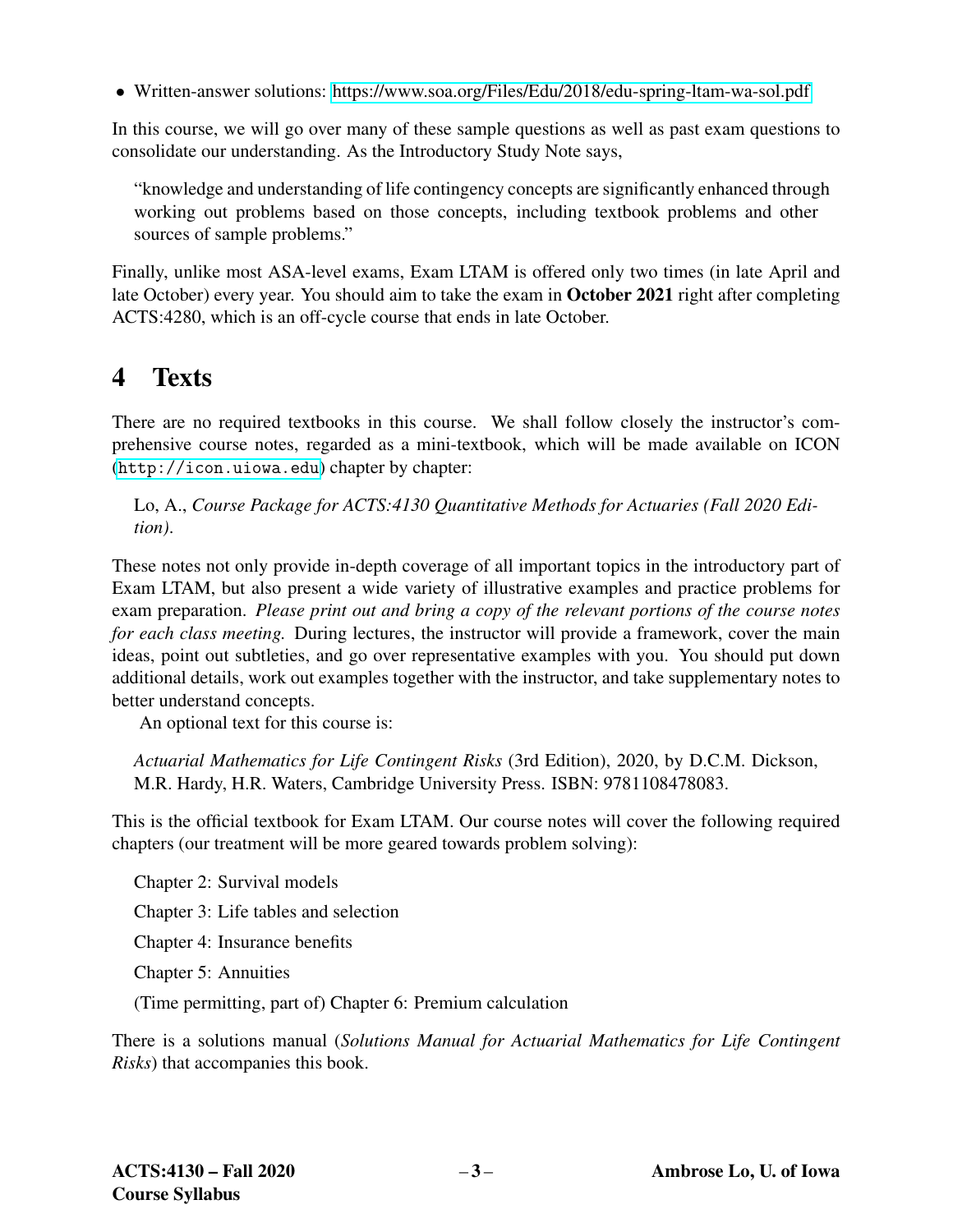- Written-answer solutions: https://www.soa.org/Files/Edu/2018/edu-spring-ltam-wa-sol.pdf

In this course, we will go over many of these sample questions as well as past exam questions to consolidate our understanding. As the Introductory Study Note says,

> "knowledge and understanding of life contingency concepts are significantly enhanced through working out problems based on those concepts, including textbook problems and other sources of sample problems."

Finally, unlike most ASA-level exams, Exam LTAM is offered only two times (in late April and late October) every year. You should aim to take the exam in **October 2021** right after completing ACTS:4280, which is an off-cycle course that ends in late October.

# 4 Texts

There are no required textbooks in this course. We shall follow closely the instructor's comprehensive course notes, regarded as a mini-textbook, which will be made available on ICON (`http://icon.uiowa.edu`) chapter by chapter:

> Lo, A., *Course Package for ACTS:4130 Quantitative Methods for Actuaries (Fall 2020 Edition).*

These notes not only provide in-depth coverage of all important topics in the introductory part of Exam LTAM, but also present a wide variety of illustrative examples and practice problems for exam preparation. *Please print out and bring a copy of the relevant portions of the course notes for each class meeting.* During lectures, the instructor will provide a framework, cover the main ideas, point out subtleties, and go over representative examples with you. You should put down additional details, work out examples together with the instructor, and take supplementary notes to better understand concepts.

An optional text for this course is:

> *Actuarial Mathematics for Life Contingent Risks* (3rd Edition), 2020, by D.C.M. Dickson, M.R. Hardy, H.R. Waters, Cambridge University Press. ISBN: 9781108478083.

This is the official textbook for Exam LTAM. Our course notes will cover the following required chapters (our treatment will be more geared towards problem solving):

> Chapter 2: Survival models
>
> Chapter 3: Life tables and selection
>
> Chapter 4: Insurance benefits
>
> Chapter 5: Annuities
>
> (Time permitting, part of) Chapter 6: Premium calculation

There is a solutions manual (*Solutions Manual for Actuarial Mathematics for Life Contingent Risks*) that accompanies this book.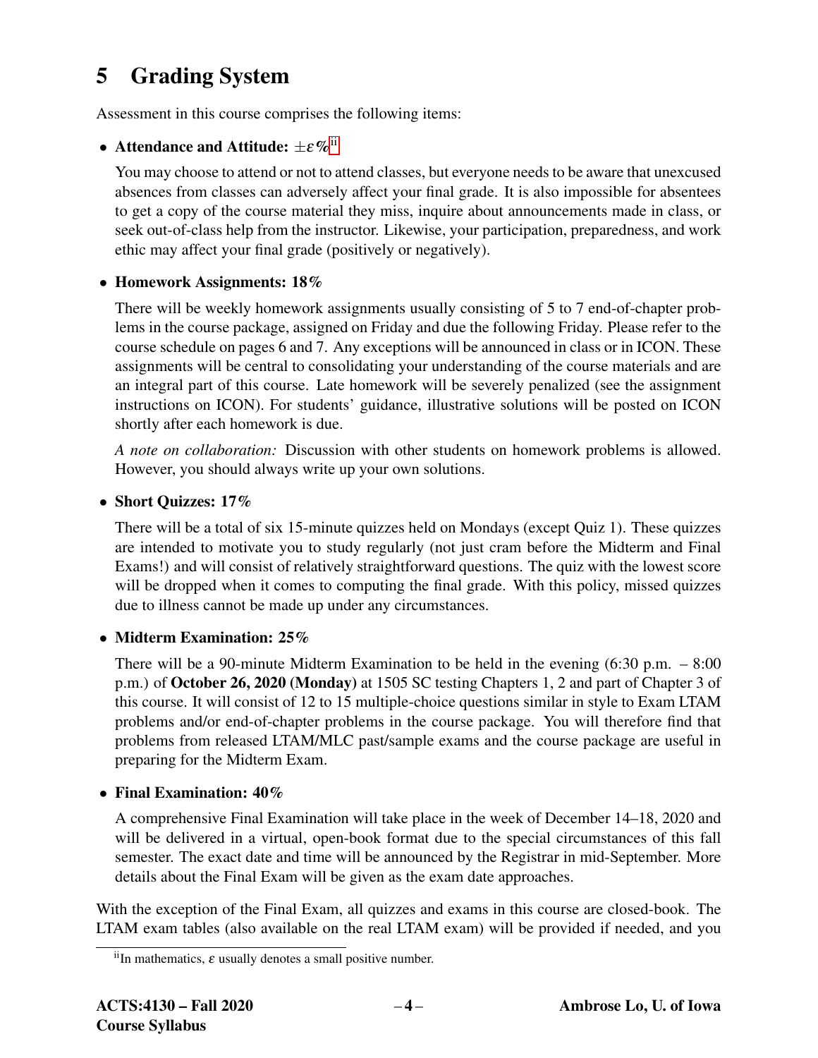# 5 Grading System

Assessment in this course comprises the following items:

- **Attendance and Attitude:** $\pm\varepsilon\%$[ii]

  You may choose to attend or not to attend classes, but everyone needs to be aware that unexcused absences from classes can adversely affect your final grade. It is also impossible for absentees to get a copy of the course material they miss, inquire about announcements made in class, or seek out-of-class help from the instructor. Likewise, your participation, preparedness, and work ethic may affect your final grade (positively or negatively).

- **Homework Assignments: 18%**

  There will be weekly homework assignments usually consisting of 5 to 7 end-of-chapter problems in the course package, assigned on Friday and due the following Friday. Please refer to the course schedule on pages 6 and 7. Any exceptions will be announced in class or in ICON. These assignments will be central to consolidating your understanding of the course materials and are an integral part of this course. Late homework will be severely penalized (see the assignment instructions on ICON). For students' guidance, illustrative solutions will be posted on ICON shortly after each homework is due.

  *A note on collaboration:* Discussion with other students on homework problems is allowed. However, you should always write up your own solutions.

- **Short Quizzes: 17%**

  There will be a total of six 15-minute quizzes held on Mondays (except Quiz 1). These quizzes are intended to motivate you to study regularly (not just cram before the Midterm and Final Exams!) and will consist of relatively straightforward questions. The quiz with the lowest score will be dropped when it comes to computing the final grade. With this policy, missed quizzes due to illness cannot be made up under any circumstances.

- **Midterm Examination: 25%**

  There will be a 90-minute Midterm Examination to be held in the evening (6:30 p.m. – 8:00 p.m.) of **October 26, 2020 (Monday)** at 1505 SC testing Chapters 1, 2 and part of Chapter 3 of this course. It will consist of 12 to 15 multiple-choice questions similar in style to Exam LTAM problems and/or end-of-chapter problems in the course package. You will therefore find that problems from released LTAM/MLC past/sample exams and the course package are useful in preparing for the Midterm Exam.

- **Final Examination: 40%**

  A comprehensive Final Examination will take place in the week of December 14–18, 2020 and will be delivered in a virtual, open-book format due to the special circumstances of this fall semester. The exact date and time will be announced by the Registrar in mid-September. More details about the Final Exam will be given as the exam date approaches.

With the exception of the Final Exam, all quizzes and exams in this course are closed-book. The LTAM exam tables (also available on the real LTAM exam) will be provided if needed, and you

[ii] In mathematics, $\varepsilon$ usually denotes a small positive number.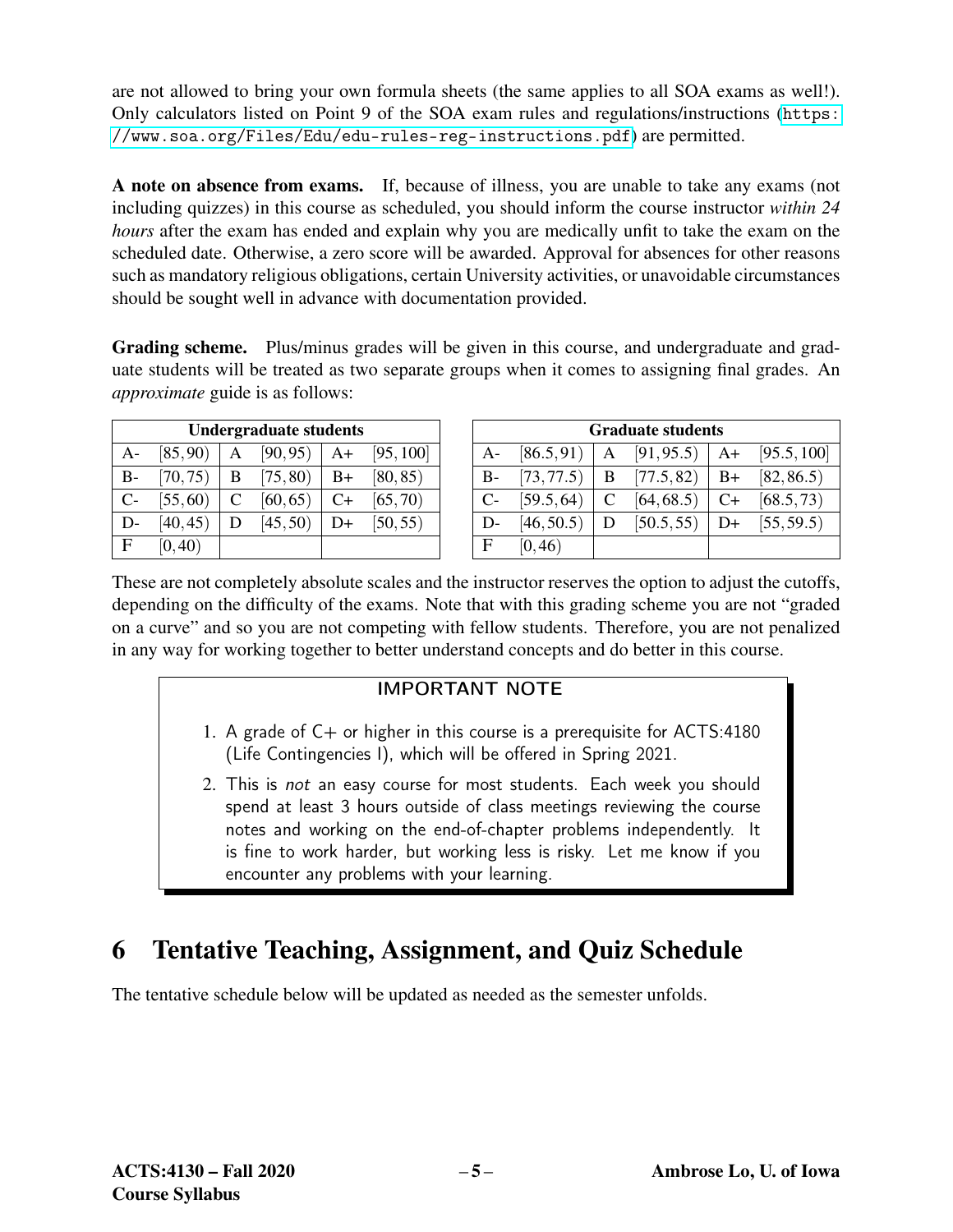are not allowed to bring your own formula sheets (the same applies to all SOA exams as well!). Only calculators listed on Point 9 of the SOA exam rules and regulations/instructions (https://www.soa.org/Files/Edu/edu-rules-reg-instructions.pdf) are permitted.

**A note on absence from exams.** If, because of illness, you are unable to take any exams (not including quizzes) in this course as scheduled, you should inform the course instructor *within 24 hours* after the exam has ended and explain why you are medically unfit to take the exam on the scheduled date. Otherwise, a zero score will be awarded. Approval for absences for other reasons such as mandatory religious obligations, certain University activities, or unavoidable circumstances should be sought well in advance with documentation provided.

**Grading scheme.** Plus/minus grades will be given in this course, and undergraduate and graduate students will be treated as two separate groups when it comes to assigning final grades. An *approximate* guide is as follows:

| **Undergraduate students** | | | | | |
|---|---|---|---|---|---|
| A- | $[85,90)$ | A | $[90,95)$ | A+ | $[95,100]$ |
| B- | $[70,75)$ | B | $[75,80)$ | B+ | $[80,85)$ |
| C- | $[55,60)$ | C | $[60,65)$ | C+ | $[65,70)$ |
| D- | $[40,45)$ | D | $[45,50)$ | D+ | $[50,55)$ |
| F | $[0,40)$ | | | | |

| **Graduate students** | | | | | |
|---|---|---|---|---|---|
| A- | $[86.5,91)$ | A | $[91,95.5)$ | A+ | $[95.5,100]$ |
| B- | $[73,77.5)$ | B | $[77.5,82)$ | B+ | $[82,86.5)$ |
| C- | $[59.5,64)$ | C | $[64,68.5)$ | C+ | $[68.5,73)$ |
| D- | $[46,50.5)$ | D | $[50.5,55)$ | D+ | $[55,59.5)$ |
| F | $[0,46)$ | | | | |

These are not completely absolute scales and the instructor reserves the option to adjust the cutoffs, depending on the difficulty of the exams. Note that with this grading scheme you are not "graded on a curve" and so you are not competing with fellow students. Therefore, you are not penalized in any way for working together to better understand concepts and do better in this course.

**IMPORTANT NOTE**

1. A grade of C+ or higher in this course is a prerequisite for ACTS:4180 (Life Contingencies I), which will be offered in Spring 2021.
2. This is *not* an easy course for most students. Each week you should spend at least 3 hours outside of class meetings reviewing the course notes and working on the end-of-chapter problems independently. It is fine to work harder, but working less is risky. Let me know if you encounter any problems with your learning.

# 6 Tentative Teaching, Assignment, and Quiz Schedule

The tentative schedule below will be updated as needed as the semester unfolds.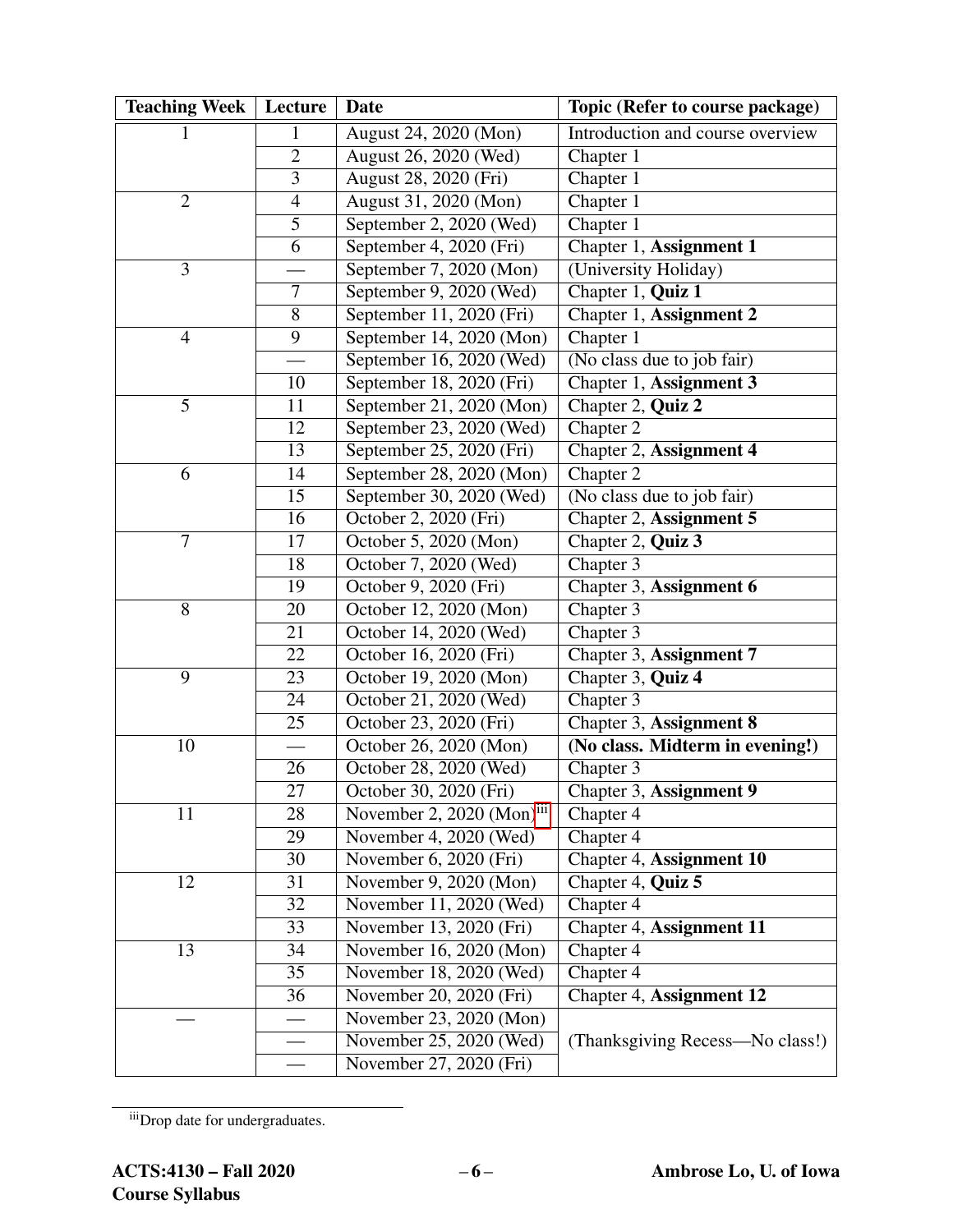| Teaching Week | Lecture | Date | Topic (Refer to course package) |
|---|---|---|---|
| 1 | 1 | August 24, 2020 (Mon) | Introduction and course overview |
| | 2 | August 26, 2020 (Wed) | Chapter 1 |
| | 3 | August 28, 2020 (Fri) | Chapter 1 |
| 2 | 4 | August 31, 2020 (Mon) | Chapter 1 |
| | 5 | September 2, 2020 (Wed) | Chapter 1 |
| | 6 | September 4, 2020 (Fri) | Chapter 1, **Assignment 1** |
| 3 | — | September 7, 2020 (Mon) | (University Holiday) |
| | 7 | September 9, 2020 (Wed) | Chapter 1, **Quiz 1** |
| | 8 | September 11, 2020 (Fri) | Chapter 1, **Assignment 2** |
| 4 | 9 | September 14, 2020 (Mon) | Chapter 1 |
| | — | September 16, 2020 (Wed) | (No class due to job fair) |
| | 10 | September 18, 2020 (Fri) | Chapter 1, **Assignment 3** |
| 5 | 11 | September 21, 2020 (Mon) | Chapter 2, **Quiz 2** |
| | 12 | September 23, 2020 (Wed) | Chapter 2 |
| | 13 | September 25, 2020 (Fri) | Chapter 2, **Assignment 4** |
| 6 | 14 | September 28, 2020 (Mon) | Chapter 2 |
| | 15 | September 30, 2020 (Wed) | (No class due to job fair) |
| | 16 | October 2, 2020 (Fri) | Chapter 2, **Assignment 5** |
| 7 | 17 | October 5, 2020 (Mon) | Chapter 2, **Quiz 3** |
| | 18 | October 7, 2020 (Wed) | Chapter 3 |
| | 19 | October 9, 2020 (Fri) | Chapter 3, **Assignment 6** |
| 8 | 20 | October 12, 2020 (Mon) | Chapter 3 |
| | 21 | October 14, 2020 (Wed) | Chapter 3 |
| | 22 | October 16, 2020 (Fri) | Chapter 3, **Assignment 7** |
| 9 | 23 | October 19, 2020 (Mon) | Chapter 3, **Quiz 4** |
| | 24 | October 21, 2020 (Wed) | Chapter 3 |
| | 25 | October 23, 2020 (Fri) | Chapter 3, **Assignment 8** |
| 10 | — | October 26, 2020 (Mon) | **(No class. Midterm in evening!)** |
| | 26 | October 28, 2020 (Wed) | Chapter 3 |
| | 27 | October 30, 2020 (Fri) | Chapter 3, **Assignment 9** |
| 11 | 28 | November 2, 2020 (Mon)[iii] | Chapter 4 |
| | 29 | November 4, 2020 (Wed) | Chapter 4 |
| | 30 | November 6, 2020 (Fri) | Chapter 4, **Assignment 10** |
| 12 | 31 | November 9, 2020 (Mon) | Chapter 4, **Quiz 5** |
| | 32 | November 11, 2020 (Wed) | Chapter 4 |
| | 33 | November 13, 2020 (Fri) | Chapter 4, **Assignment 11** |
| 13 | 34 | November 16, 2020 (Mon) | Chapter 4 |
| | 35 | November 18, 2020 (Wed) | Chapter 4 |
| | 36 | November 20, 2020 (Fri) | Chapter 4, **Assignment 12** |
| — | — | November 23, 2020 (Mon) | (Thanksgiving Recess—No class!) |
| | — | November 25, 2020 (Wed) | |
| | — | November 27, 2020 (Fri) | |

[iii] Drop date for undergraduates.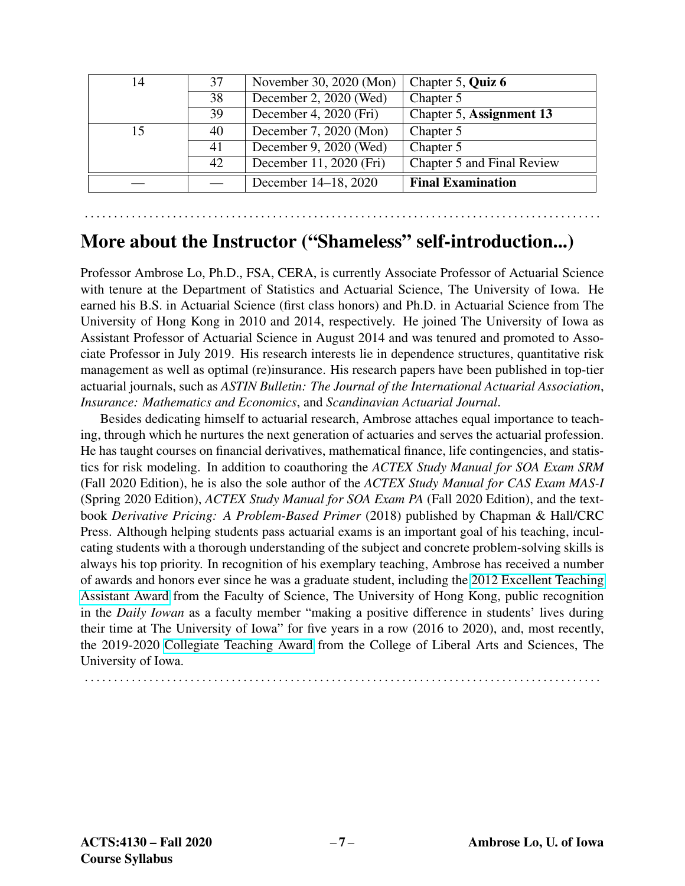| 14 | 37 | November 30, 2020 (Mon) | Chapter 5, **Quiz 6** |
|---|---|---|---|
| | 38 | December 2, 2020 (Wed) | Chapter 5 |
| | 39 | December 4, 2020 (Fri) | Chapter 5, **Assignment 13** |
| 15 | 40 | December 7, 2020 (Mon) | Chapter 5 |
| | 41 | December 9, 2020 (Wed) | Chapter 5 |
| | 42 | December 11, 2020 (Fri) | Chapter 5 and Final Review |
| — | — | December 14–18, 2020 | **Final Examination** |

## More about the Instructor ("Shameless" self-introduction...)

Professor Ambrose Lo, Ph.D., FSA, CERA, is currently Associate Professor of Actuarial Science with tenure at the Department of Statistics and Actuarial Science, The University of Iowa. He earned his B.S. in Actuarial Science (first class honors) and Ph.D. in Actuarial Science from The University of Hong Kong in 2010 and 2014, respectively. He joined The University of Iowa as Assistant Professor of Actuarial Science in August 2014 and was tenured and promoted to Associate Professor in July 2019. His research interests lie in dependence structures, quantitative risk management as well as optimal (re)insurance. His research papers have been published in top-tier actuarial journals, such as *ASTIN Bulletin: The Journal of the International Actuarial Association*, *Insurance: Mathematics and Economics*, and *Scandinavian Actuarial Journal*.

Besides dedicating himself to actuarial research, Ambrose attaches equal importance to teaching, through which he nurtures the next generation of actuaries and serves the actuarial profession. He has taught courses on financial derivatives, mathematical finance, life contingencies, and statistics for risk modeling. In addition to coauthoring the *ACTEX Study Manual for SOA Exam SRM* (Fall 2020 Edition), he is also the sole author of the *ACTEX Study Manual for CAS Exam MAS-I* (Spring 2020 Edition), *ACTEX Study Manual for SOA Exam PA* (Fall 2020 Edition), and the textbook *Derivative Pricing: A Problem-Based Primer* (2018) published by Chapman & Hall/CRC Press. Although helping students pass actuarial exams is an important goal of his teaching, inculcating students with a thorough understanding of the subject and concrete problem-solving skills is always his top priority. In recognition of his exemplary teaching, Ambrose has received a number of awards and honors ever since he was a graduate student, including the 2012 Excellent Teaching Assistant Award from the Faculty of Science, The University of Hong Kong, public recognition in the *Daily Iowan* as a faculty member "making a positive difference in students' lives during their time at The University of Iowa" for five years in a row (2016 to 2020), and, most recently, the 2019-2020 Collegiate Teaching Award from the College of Liberal Arts and Sciences, The University of Iowa.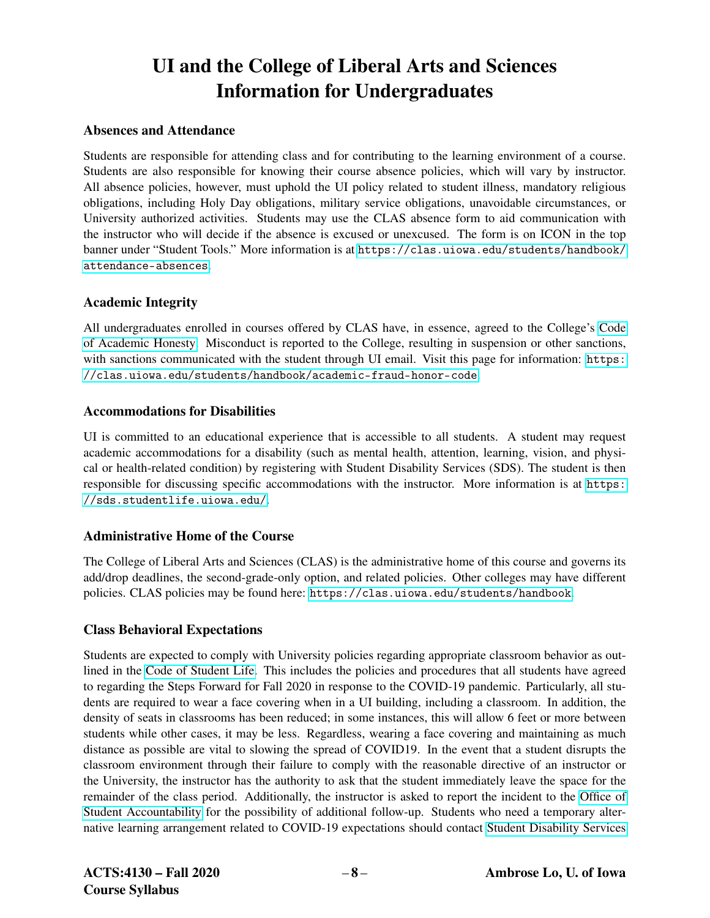# UI and the College of Liberal Arts and Sciences Information for Undergraduates

### Absences and Attendance

Students are responsible for attending class and for contributing to the learning environment of a course. Students are also responsible for knowing their course absence policies, which will vary by instructor. All absence policies, however, must uphold the UI policy related to student illness, mandatory religious obligations, including Holy Day obligations, military service obligations, unavoidable circumstances, or University authorized activities. Students may use the CLAS absence form to aid communication with the instructor who will decide if the absence is excused or unexcused. The form is on ICON in the top banner under "Student Tools." More information is at https://clas.uiowa.edu/students/handbook/attendance-absences.

### Academic Integrity

All undergraduates enrolled in courses offered by CLAS have, in essence, agreed to the College's Code of Academic Honesty. Misconduct is reported to the College, resulting in suspension or other sanctions, with sanctions communicated with the student through UI email. Visit this page for information: https://clas.uiowa.edu/students/handbook/academic-fraud-honor-code

### Accommodations for Disabilities

UI is committed to an educational experience that is accessible to all students. A student may request academic accommodations for a disability (such as mental health, attention, learning, vision, and physical or health-related condition) by registering with Student Disability Services (SDS). The student is then responsible for discussing specific accommodations with the instructor. More information is at https://sds.studentlife.uiowa.edu/.

### Administrative Home of the Course

The College of Liberal Arts and Sciences (CLAS) is the administrative home of this course and governs its add/drop deadlines, the second-grade-only option, and related policies. Other colleges may have different policies. CLAS policies may be found here: https://clas.uiowa.edu/students/handbook.

### Class Behavioral Expectations

Students are expected to comply with University policies regarding appropriate classroom behavior as outlined in the Code of Student Life. This includes the policies and procedures that all students have agreed to regarding the Steps Forward for Fall 2020 in response to the COVID-19 pandemic. Particularly, all students are required to wear a face covering when in a UI building, including a classroom. In addition, the density of seats in classrooms has been reduced; in some instances, this will allow 6 feet or more between students while other cases, it may be less. Regardless, wearing a face covering and maintaining as much distance as possible are vital to slowing the spread of COVID19. In the event that a student disrupts the classroom environment through their failure to comply with the reasonable directive of an instructor or the University, the instructor has the authority to ask that the student immediately leave the space for the remainder of the class period. Additionally, the instructor is asked to report the incident to the Office of Student Accountability for the possibility of additional follow-up. Students who need a temporary alternative learning arrangement related to COVID-19 expectations should contact Student Disability Services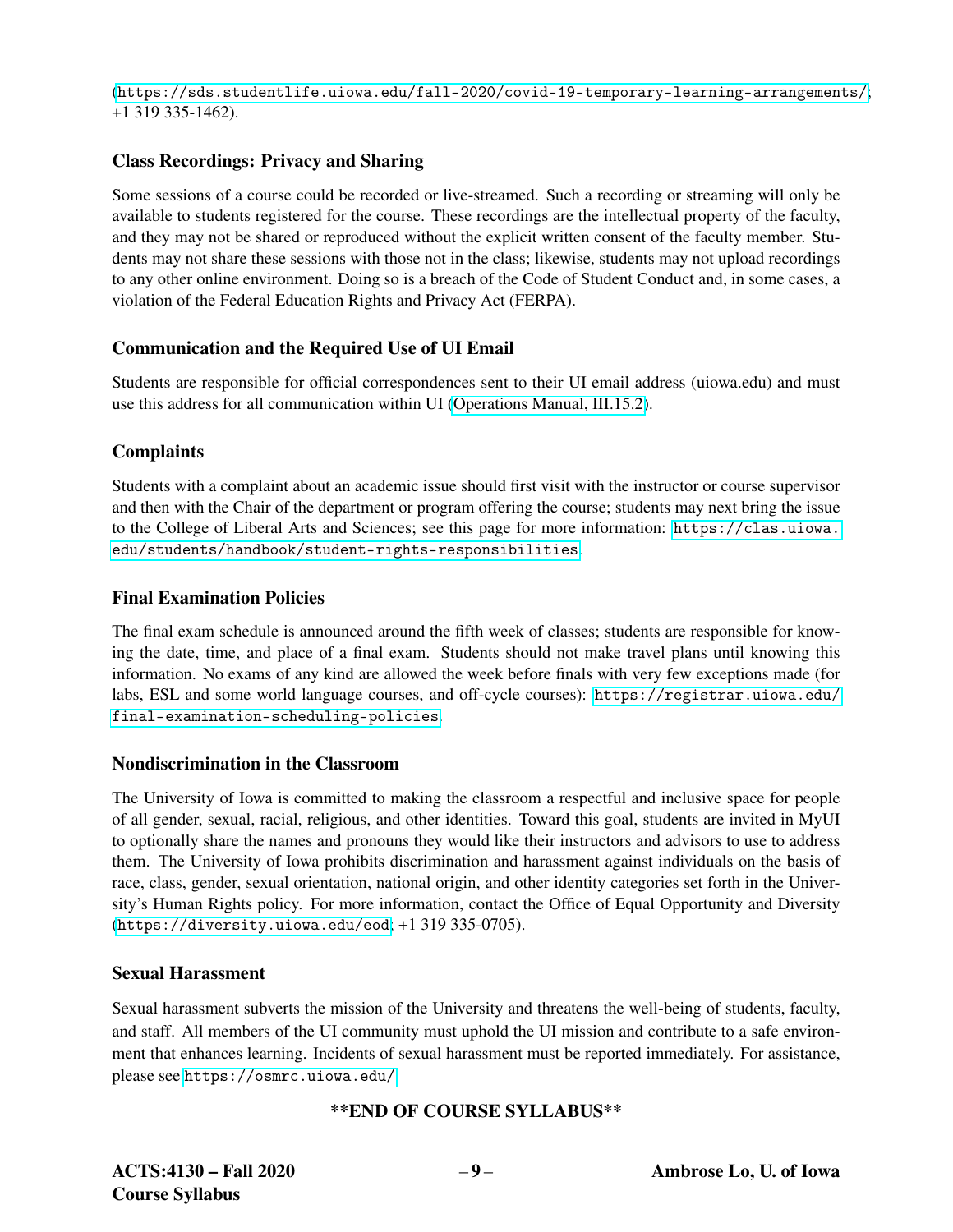(https://sds.studentlife.uiowa.edu/fall-2020/covid-19-temporary-learning-arrangements/; +1 319 335-1462).

### Class Recordings: Privacy and Sharing

Some sessions of a course could be recorded or live-streamed. Such a recording or streaming will only be available to students registered for the course. These recordings are the intellectual property of the faculty, and they may not be shared or reproduced without the explicit written consent of the faculty member. Students may not share these sessions with those not in the class; likewise, students may not upload recordings to any other online environment. Doing so is a breach of the Code of Student Conduct and, in some cases, a violation of the Federal Education Rights and Privacy Act (FERPA).

### Communication and the Required Use of UI Email

Students are responsible for official correspondences sent to their UI email address (uiowa.edu) and must use this address for all communication within UI (Operations Manual, III.15.2).

### Complaints

Students with a complaint about an academic issue should first visit with the instructor or course supervisor and then with the Chair of the department or program offering the course; students may next bring the issue to the College of Liberal Arts and Sciences; see this page for more information: https://clas.uiowa.edu/students/handbook/student-rights-responsibilities.

### Final Examination Policies

The final exam schedule is announced around the fifth week of classes; students are responsible for knowing the date, time, and place of a final exam. Students should not make travel plans until knowing this information. No exams of any kind are allowed the week before finals with very few exceptions made (for labs, ESL and some world language courses, and off-cycle courses): https://registrar.uiowa.edu/final-examination-scheduling-policies.

### Nondiscrimination in the Classroom

The University of Iowa is committed to making the classroom a respectful and inclusive space for people of all gender, sexual, racial, religious, and other identities. Toward this goal, students are invited in MyUI to optionally share the names and pronouns they would like their instructors and advisors to use to address them. The University of Iowa prohibits discrimination and harassment against individuals on the basis of race, class, gender, sexual orientation, national origin, and other identity categories set forth in the University's Human Rights policy. For more information, contact the Office of Equal Opportunity and Diversity (https://diversity.uiowa.edu/eod; +1 319 335-0705).

### Sexual Harassment

Sexual harassment subverts the mission of the University and threatens the well-being of students, faculty, and staff. All members of the UI community must uphold the UI mission and contribute to a safe environment that enhances learning. Incidents of sexual harassment must be reported immediately. For assistance, please see https://osmrc.uiowa.edu/.

**\*\*END OF COURSE SYLLABUS\*\***